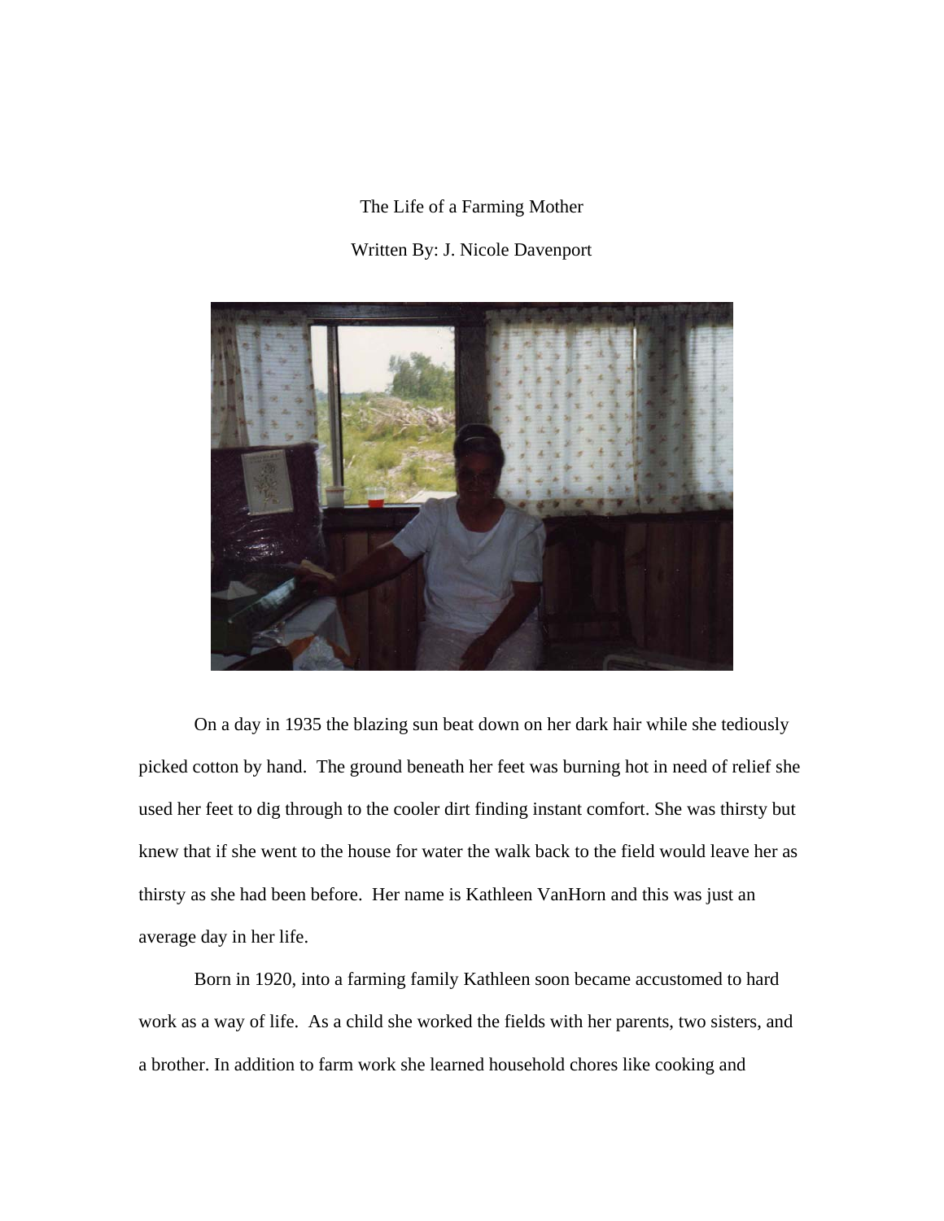# The Life of a Farming Mother

Written By: J. Nicole Davenport

On a day in 1935 the blazing sun beat down on her dark hair while she tediously picked cotton by hand. The ground beneath her feet was burning hot in need of relief she used her feet to dig through to the cooler dirt finding instant comfort. She was thirsty but knew that if she went to the house for water the walk back to the field would leave her as thirsty as she had been before. Her name is Kathleen VanHorn and this was just an average day in her life.

Born in 1920, into a farming family Kathleen soon became accustomed to hard work as a way of life. As a child she worked the fields with her parents, two sisters, and a brother. In addition to farm work she learned household chores like cooking and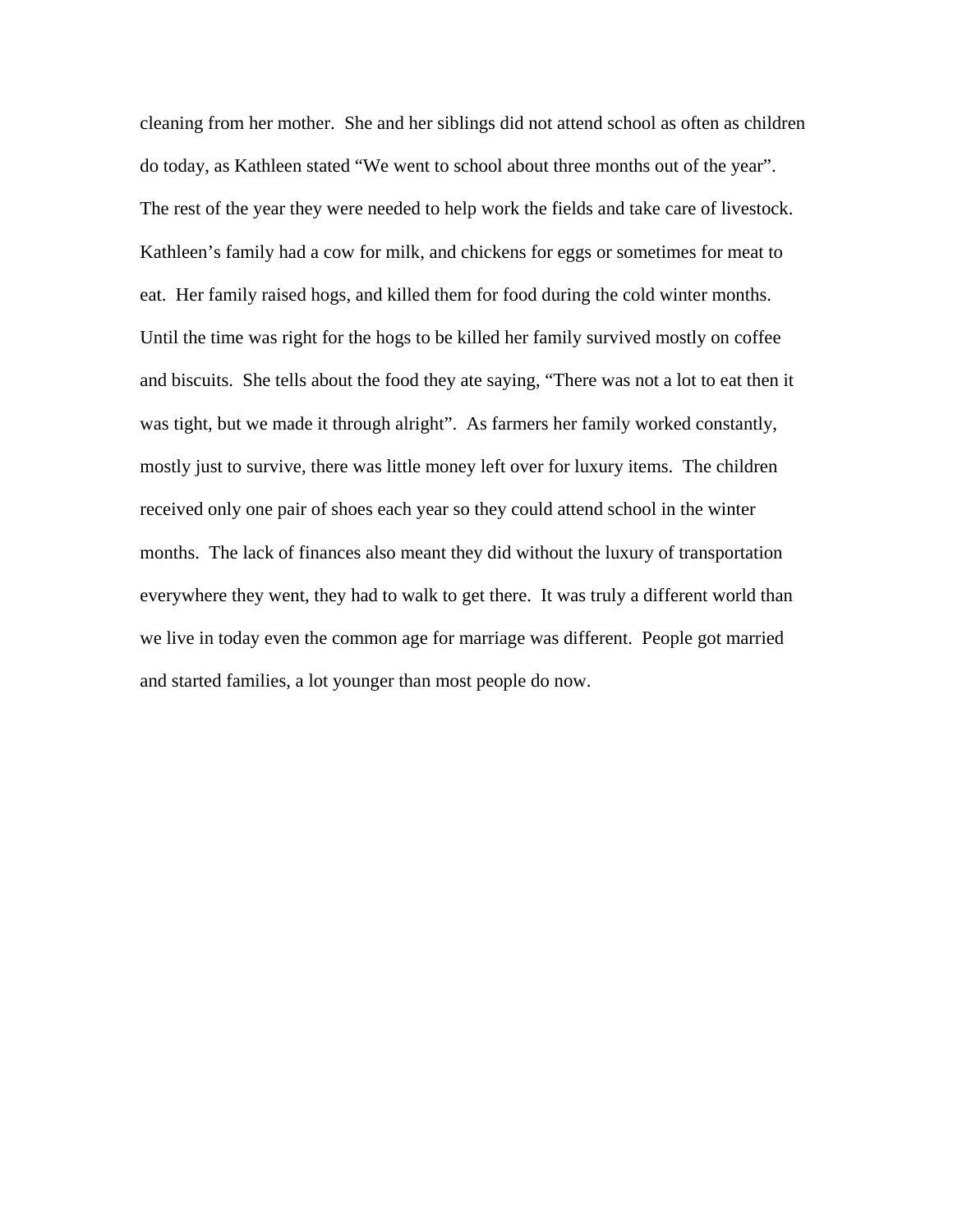cleaning from her mother. She and her siblings did not attend school as often as children do today, as Kathleen stated "We went to school about three months out of the year". The rest of the year they were needed to help work the fields and take care of livestock. Kathleen's family had a cow for milk, and chickens for eggs or sometimes for meat to eat. Her family raised hogs, and killed them for food during the cold winter months. Until the time was right for the hogs to be killed her family survived mostly on coffee and biscuits. She tells about the food they ate saying, "There was not a lot to eat then it was tight, but we made it through alright". As farmers her family worked constantly, mostly just to survive, there was little money left over for luxury items. The children received only one pair of shoes each year so they could attend school in the winter months. The lack of finances also meant they did without the luxury of transportation everywhere they went, they had to walk to get there. It was truly a different world than we live in today even the common age for marriage was different. People got married and started families, a lot younger than most people do now.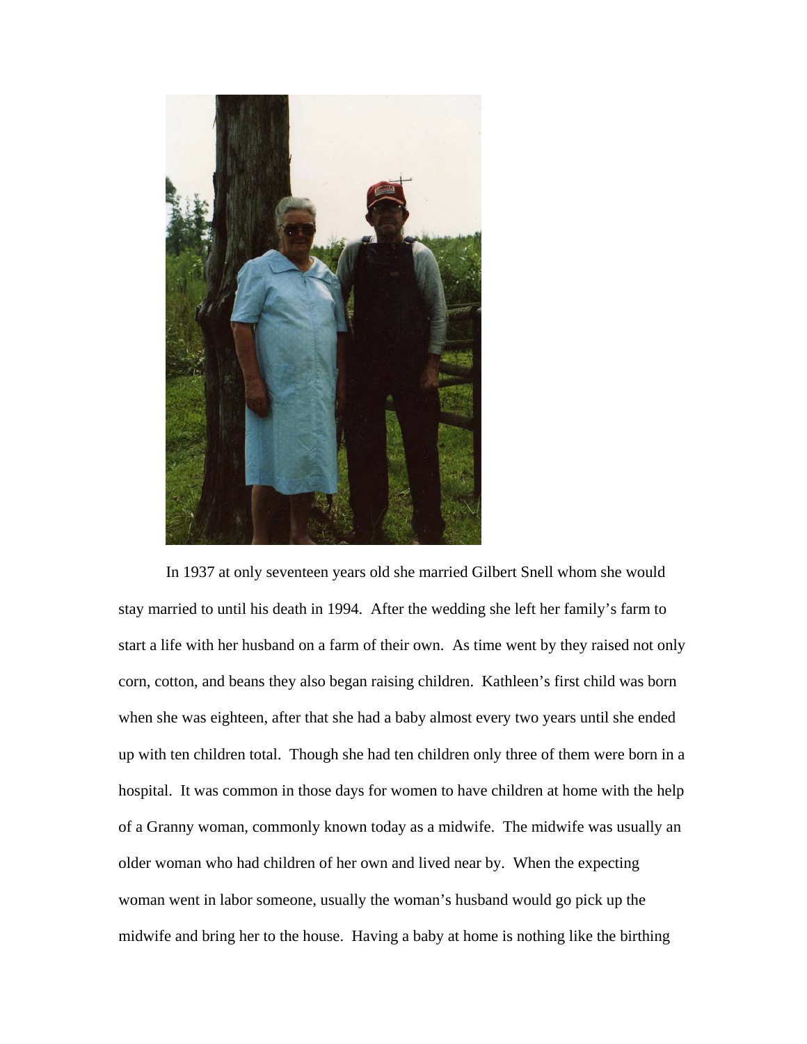In 1937 at only seventeen years old she married Gilbert Snell whom she would stay married to until his death in 1994. After the wedding she left her family's farm to start a life with her husband on a farm of their own. As time went by they raised not only corn, cotton, and beans they also began raising children. Kathleen's first child was born when she was eighteen, after that she had a baby almost every two years until she ended up with ten children total. Though she had ten children only three of them were born in a hospital. It was common in those days for women to have children at home with the help of a Granny woman, commonly known today as a midwife. The midwife was usually an older woman who had children of her own and lived near by. When the expecting woman went in labor someone, usually the woman's husband would go pick up the midwife and bring her to the house. Having a baby at home is nothing like the birthing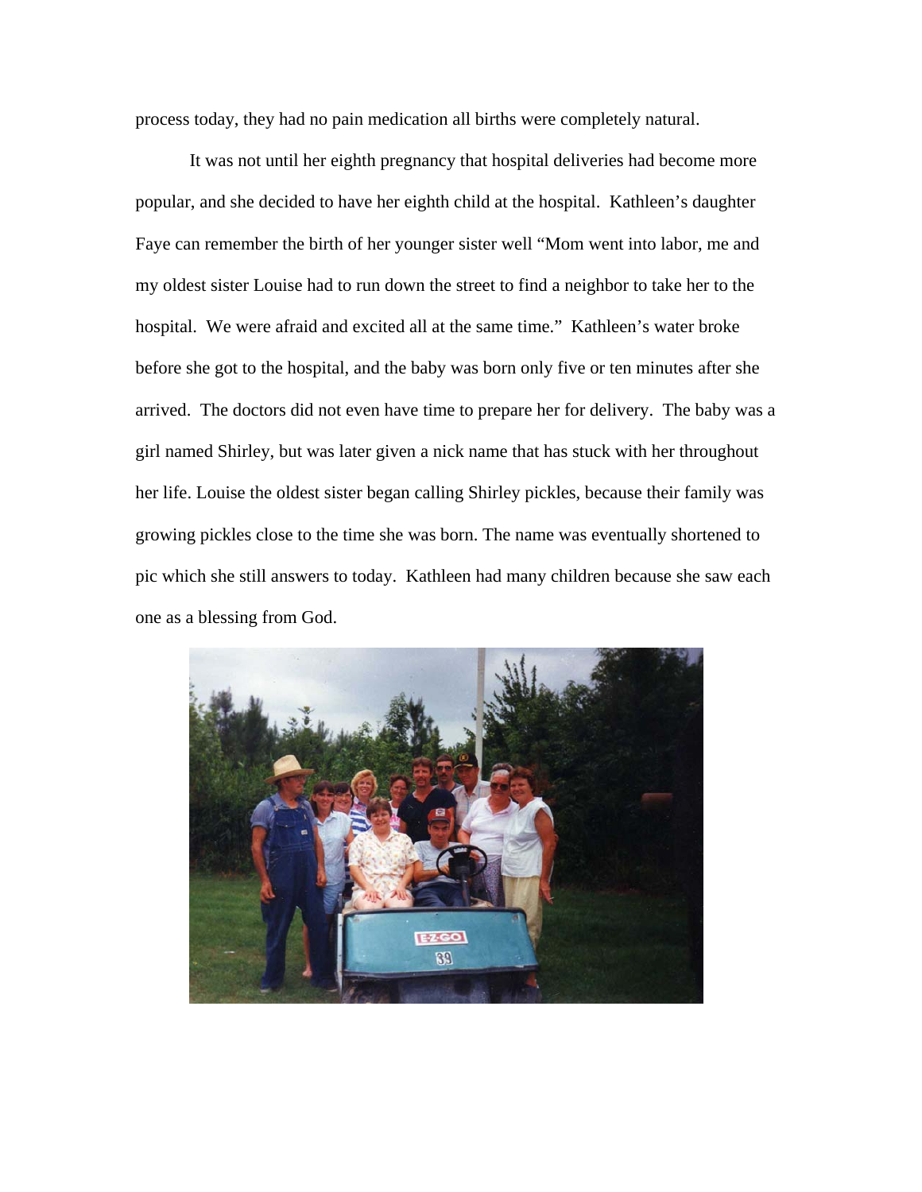process today, they had no pain medication all births were completely natural.

It was not until her eighth pregnancy that hospital deliveries had become more popular, and she decided to have her eighth child at the hospital. Kathleen's daughter Faye can remember the birth of her younger sister well "Mom went into labor, me and my oldest sister Louise had to run down the street to find a neighbor to take her to the hospital. We were afraid and excited all at the same time." Kathleen's water broke before she got to the hospital, and the baby was born only five or ten minutes after she arrived. The doctors did not even have time to prepare her for delivery. The baby was a girl named Shirley, but was later given a nick name that has stuck with her throughout her life. Louise the oldest sister began calling Shirley pickles, because their family was growing pickles close to the time she was born. The name was eventually shortened to pic which she still answers to today. Kathleen had many children because she saw each one as a blessing from God.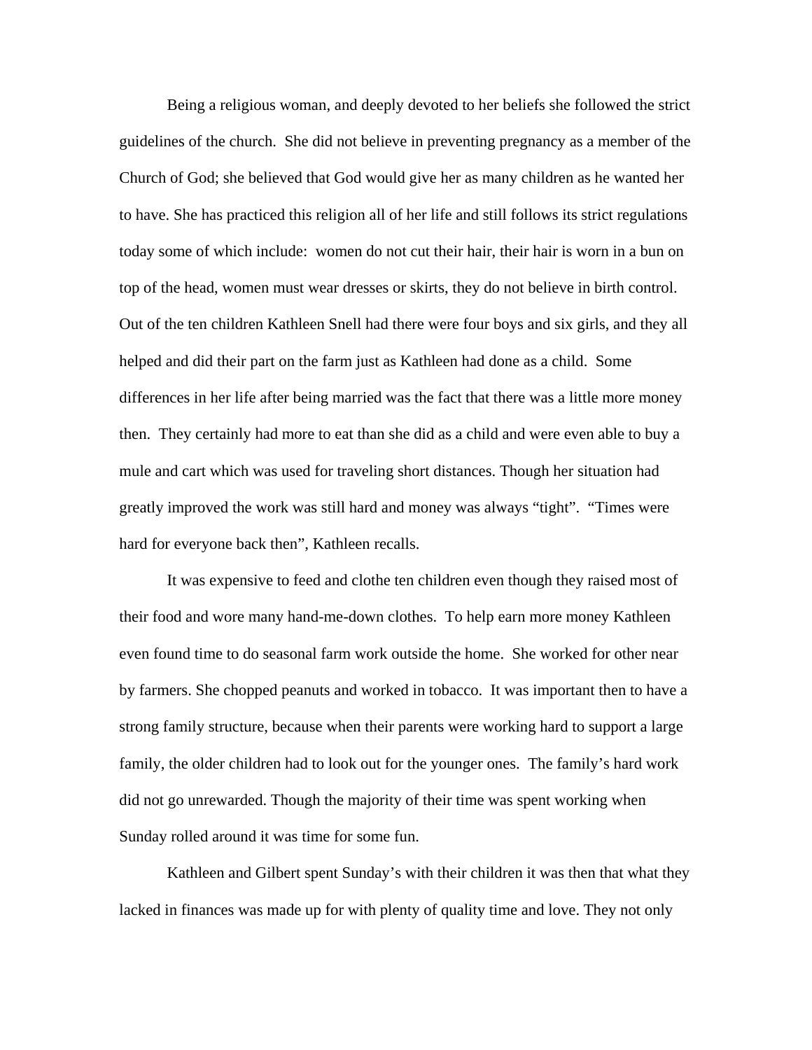Being a religious woman, and deeply devoted to her beliefs she followed the strict guidelines of the church. She did not believe in preventing pregnancy as a member of the Church of God; she believed that God would give her as many children as he wanted her to have. She has practiced this religion all of her life and still follows its strict regulations today some of which include: women do not cut their hair, their hair is worn in a bun on top of the head, women must wear dresses or skirts, they do not believe in birth control. Out of the ten children Kathleen Snell had there were four boys and six girls, and they all helped and did their part on the farm just as Kathleen had done as a child. Some differences in her life after being married was the fact that there was a little more money then. They certainly had more to eat than she did as a child and were even able to buy a mule and cart which was used for traveling short distances. Though her situation had greatly improved the work was still hard and money was always "tight". "Times were hard for everyone back then", Kathleen recalls.

It was expensive to feed and clothe ten children even though they raised most of their food and wore many hand-me-down clothes. To help earn more money Kathleen even found time to do seasonal farm work outside the home. She worked for other near by farmers. She chopped peanuts and worked in tobacco. It was important then to have a strong family structure, because when their parents were working hard to support a large family, the older children had to look out for the younger ones. The family's hard work did not go unrewarded. Though the majority of their time was spent working when Sunday rolled around it was time for some fun.

Kathleen and Gilbert spent Sunday's with their children it was then that what they lacked in finances was made up for with plenty of quality time and love. They not only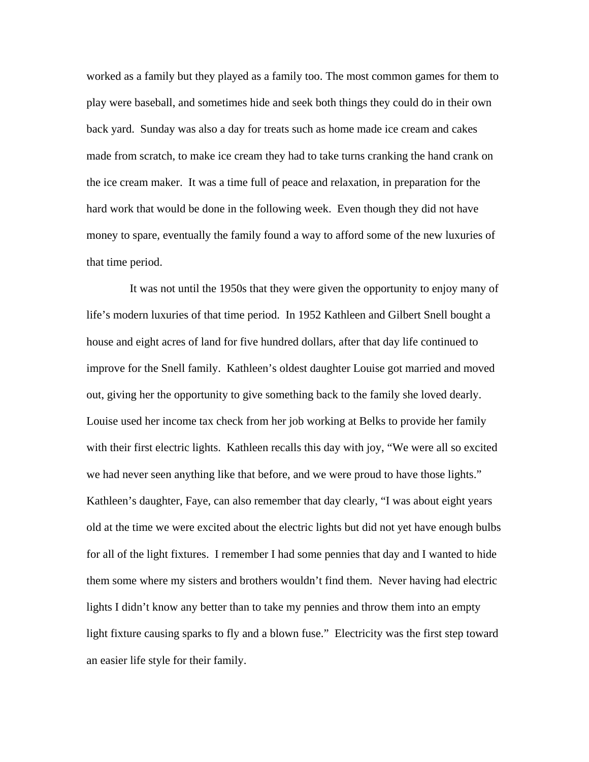worked as a family but they played as a family too. The most common games for them to play were baseball, and sometimes hide and seek both things they could do in their own back yard.  Sunday was also a day for treats such as home made ice cream and cakes made from scratch, to make ice cream they had to take turns cranking the hand crank on the ice cream maker.  It was a time full of peace and relaxation, in preparation for the hard work that would be done in the following week.  Even though they did not have money to spare, eventually the family found a way to afford some of the new luxuries of that time period.

It was not until the 1950s that they were given the opportunity to enjoy many of life's modern luxuries of that time period.  In 1952 Kathleen and Gilbert Snell bought a house and eight acres of land for five hundred dollars, after that day life continued to improve for the Snell family.  Kathleen's oldest daughter Louise got married and moved out, giving her the opportunity to give something back to the family she loved dearly.  Louise used her income tax check from her job working at Belks to provide her family with their first electric lights.  Kathleen recalls this day with joy, "We were all so excited we had never seen anything like that before, and we were proud to have those lights." Kathleen's daughter, Faye, can also remember that day clearly, "I was about eight years old at the time we were excited about the electric lights but did not yet have enough bulbs for all of the light fixtures.  I remember I had some pennies that day and I wanted to hide them some where my sisters and brothers wouldn't find them.  Never having had electric lights I didn't know any better than to take my pennies and throw them into an empty light fixture causing sparks to fly and a blown fuse."  Electricity was the first step toward an easier life style for their family.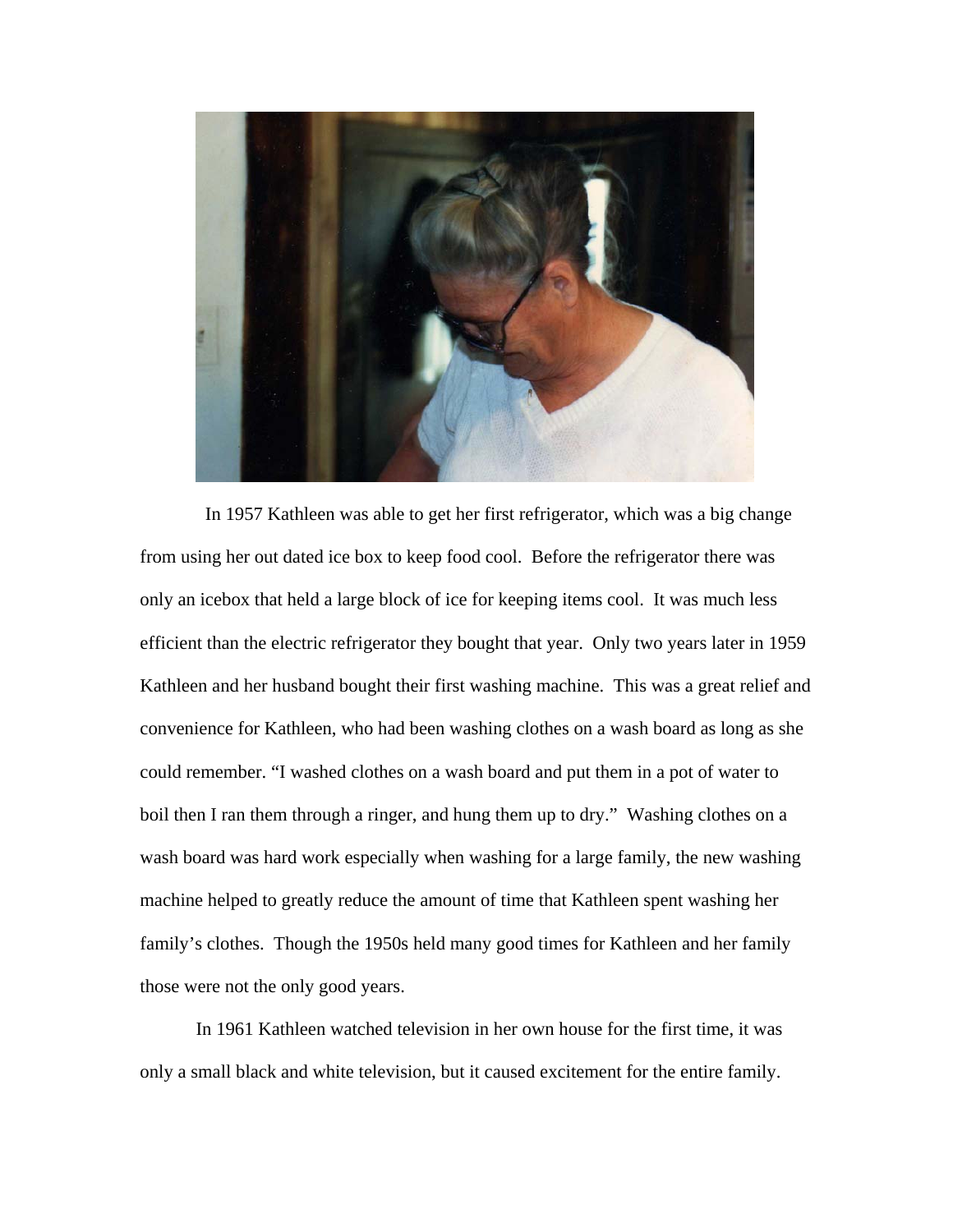In 1957 Kathleen was able to get her first refrigerator, which was a big change from using her out dated ice box to keep food cool. Before the refrigerator there was only an icebox that held a large block of ice for keeping items cool. It was much less efficient than the electric refrigerator they bought that year. Only two years later in 1959 Kathleen and her husband bought their first washing machine. This was a great relief and convenience for Kathleen, who had been washing clothes on a wash board as long as she could remember. "I washed clothes on a wash board and put them in a pot of water to boil then I ran them through a ringer, and hung them up to dry." Washing clothes on a wash board was hard work especially when washing for a large family, the new washing machine helped to greatly reduce the amount of time that Kathleen spent washing her family's clothes. Though the 1950s held many good times for Kathleen and her family those were not the only good years.

In 1961 Kathleen watched television in her own house for the first time, it was only a small black and white television, but it caused excitement for the entire family.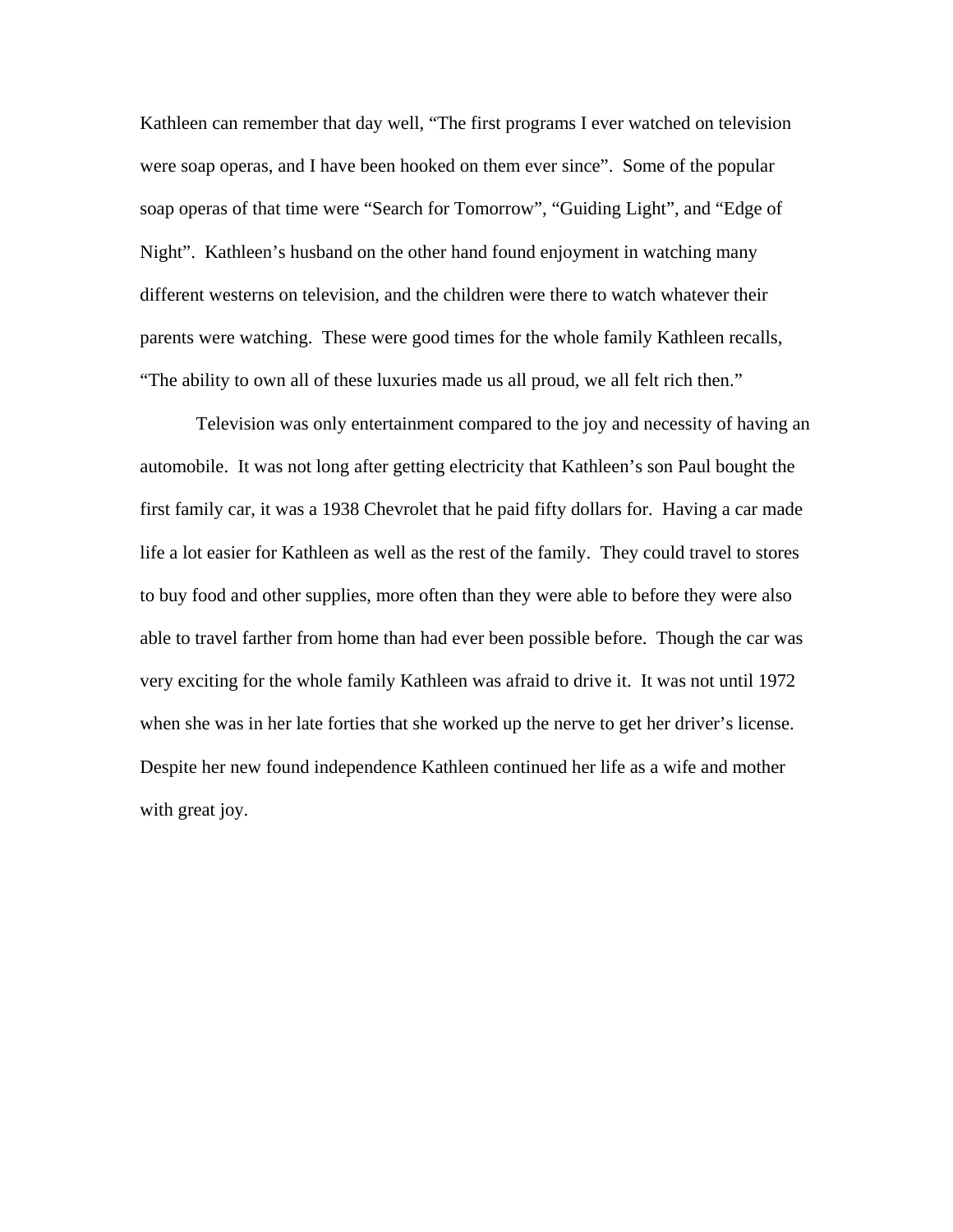Kathleen can remember that day well, “The first programs I ever watched on television were soap operas, and I have been hooked on them ever since”. Some of the popular soap operas of that time were “Search for Tomorrow”, “Guiding Light”, and “Edge of Night”. Kathleen’s husband on the other hand found enjoyment in watching many different westerns on television, and the children were there to watch whatever their parents were watching. These were good times for the whole family Kathleen recalls, “The ability to own all of these luxuries made us all proud, we all felt rich then.”

Television was only entertainment compared to the joy and necessity of having an automobile. It was not long after getting electricity that Kathleen’s son Paul bought the first family car, it was a 1938 Chevrolet that he paid fifty dollars for. Having a car made life a lot easier for Kathleen as well as the rest of the family. They could travel to stores to buy food and other supplies, more often than they were able to before they were also able to travel farther from home than had ever been possible before. Though the car was very exciting for the whole family Kathleen was afraid to drive it. It was not until 1972 when she was in her late forties that she worked up the nerve to get her driver’s license. Despite her new found independence Kathleen continued her life as a wife and mother with great joy.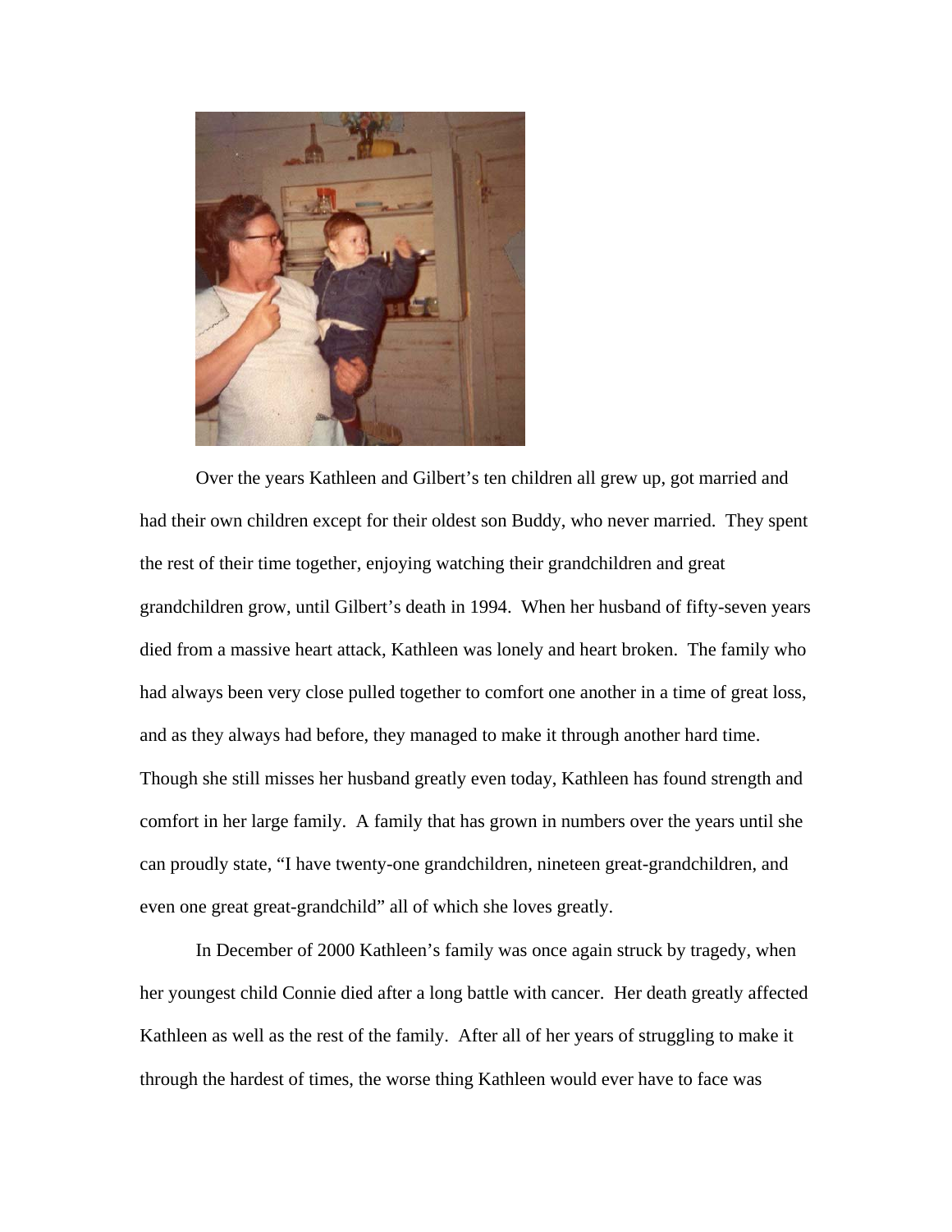Over the years Kathleen and Gilbert's ten children all grew up, got married and had their own children except for their oldest son Buddy, who never married. They spent the rest of their time together, enjoying watching their grandchildren and great grandchildren grow, until Gilbert's death in 1994. When her husband of fifty-seven years died from a massive heart attack, Kathleen was lonely and heart broken. The family who had always been very close pulled together to comfort one another in a time of great loss, and as they always had before, they managed to make it through another hard time. Though she still misses her husband greatly even today, Kathleen has found strength and comfort in her large family. A family that has grown in numbers over the years until she can proudly state, "I have twenty-one grandchildren, nineteen great-grandchildren, and even one great great-grandchild" all of which she loves greatly.

In December of 2000 Kathleen's family was once again struck by tragedy, when her youngest child Connie died after a long battle with cancer. Her death greatly affected Kathleen as well as the rest of the family. After all of her years of struggling to make it through the hardest of times, the worse thing Kathleen would ever have to face was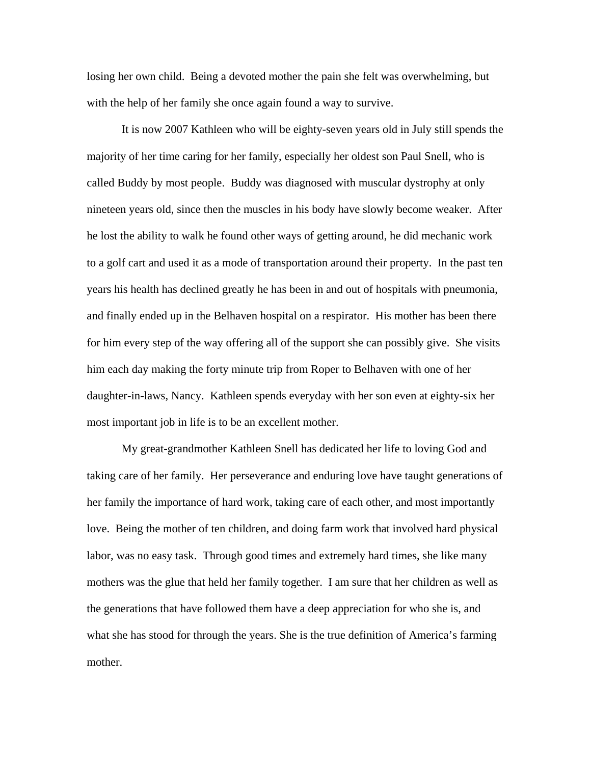losing her own child. Being a devoted mother the pain she felt was overwhelming, but with the help of her family she once again found a way to survive.

It is now 2007 Kathleen who will be eighty-seven years old in July still spends the majority of her time caring for her family, especially her oldest son Paul Snell, who is called Buddy by most people. Buddy was diagnosed with muscular dystrophy at only nineteen years old, since then the muscles in his body have slowly become weaker. After he lost the ability to walk he found other ways of getting around, he did mechanic work to a golf cart and used it as a mode of transportation around their property. In the past ten years his health has declined greatly he has been in and out of hospitals with pneumonia, and finally ended up in the Belhaven hospital on a respirator. His mother has been there for him every step of the way offering all of the support she can possibly give. She visits him each day making the forty minute trip from Roper to Belhaven with one of her daughter-in-laws, Nancy. Kathleen spends everyday with her son even at eighty-six her most important job in life is to be an excellent mother.

My great-grandmother Kathleen Snell has dedicated her life to loving God and taking care of her family. Her perseverance and enduring love have taught generations of her family the importance of hard work, taking care of each other, and most importantly love. Being the mother of ten children, and doing farm work that involved hard physical labor, was no easy task. Through good times and extremely hard times, she like many mothers was the glue that held her family together. I am sure that her children as well as the generations that have followed them have a deep appreciation for who she is, and what she has stood for through the years. She is the true definition of America's farming mother.